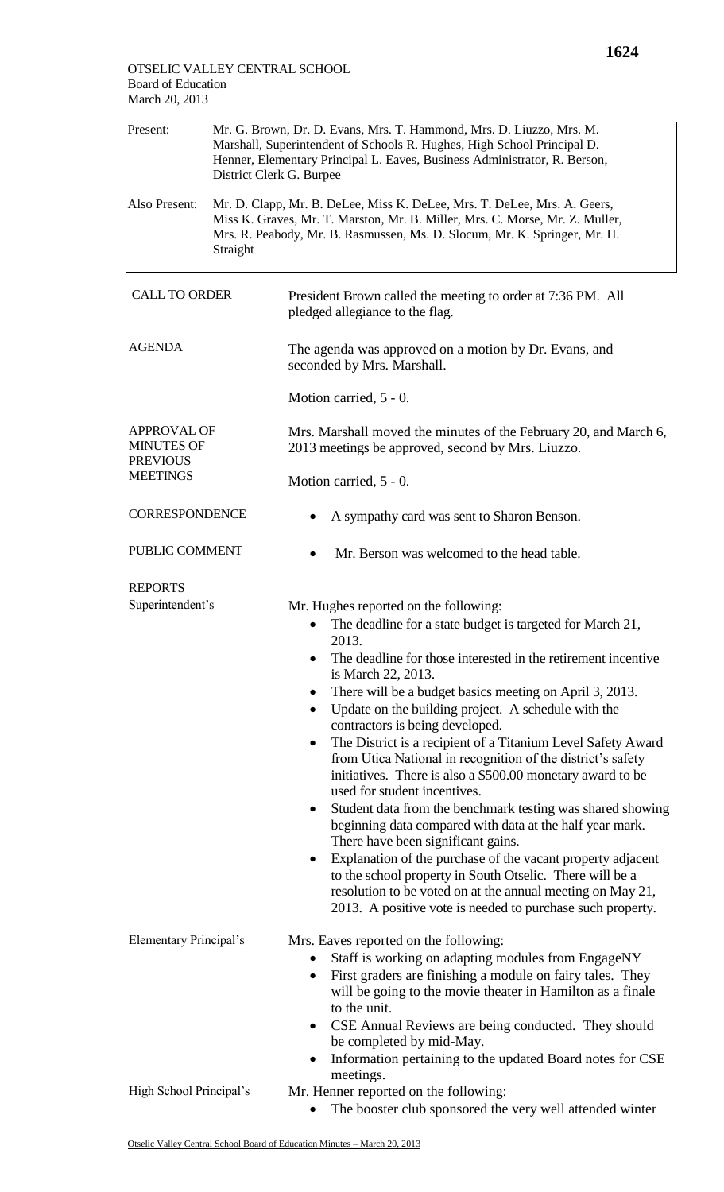OTSELIC VALLEY CENTRAL SCHOOL
Board of Education
March 20, 2013

| | |
|---|---|
| Present: | Mr. G. Brown, Dr. D. Evans, Mrs. T. Hammond, Mrs. D. Liuzzo, Mrs. M. Marshall, Superintendent of Schools R. Hughes, High School Principal D. Henner, Elementary Principal L. Eaves, Business Administrator, R. Berson, District Clerk G. Burpee |
| Also Present: | Mr. D. Clapp, Mr. B. DeLee, Miss K. DeLee, Mrs. T. DeLee, Mrs. A. Geers, Miss K. Graves, Mr. T. Marston, Mr. B. Miller, Mrs. C. Morse, Mr. Z. Muller, Mrs. R. Peabody, Mr. B. Rasmussen, Ms. D. Slocum, Mr. K. Springer, Mr. H. Straight |

**CALL TO ORDER**

President Brown called the meeting to order at 7:36 PM. All pledged allegiance to the flag.

**AGENDA**

The agenda was approved on a motion by Dr. Evans, and seconded by Mrs. Marshall.

Motion carried, 5 - 0.

**APPROVAL OF MINUTES OF PREVIOUS MEETINGS**

Mrs. Marshall moved the minutes of the February 20, and March 6, 2013 meetings be approved, second by Mrs. Liuzzo.

Motion carried, 5 - 0.

**CORRESPONDENCE**

- A sympathy card was sent to Sharon Benson.

**PUBLIC COMMENT**

- Mr. Berson was welcomed to the head table.

**REPORTS**

**Superintendent's**

Mr. Hughes reported on the following:

- The deadline for a state budget is targeted for March 21, 2013.
- The deadline for those interested in the retirement incentive is March 22, 2013.
- There will be a budget basics meeting on April 3, 2013.
- Update on the building project. A schedule with the contractors is being developed.
- The District is a recipient of a Titanium Level Safety Award from Utica National in recognition of the district's safety initiatives. There is also a $500.00 monetary award to be used for student incentives.
- Student data from the benchmark testing was shared showing beginning data compared with data at the half year mark. There have been significant gains.
- Explanation of the purchase of the vacant property adjacent to the school property in South Otselic. There will be a resolution to be voted on at the annual meeting on May 21, 2013. A positive vote is needed to purchase such property.

**Elementary Principal's**

Mrs. Eaves reported on the following:

- Staff is working on adapting modules from EngageNY
- First graders are finishing a module on fairy tales. They will be going to the movie theater in Hamilton as a finale to the unit.
- CSE Annual Reviews are being conducted. They should be completed by mid-May.
- Information pertaining to the updated Board notes for CSE meetings.

**High School Principal's**

Mr. Henner reported on the following:

- The booster club sponsored the very well attended winter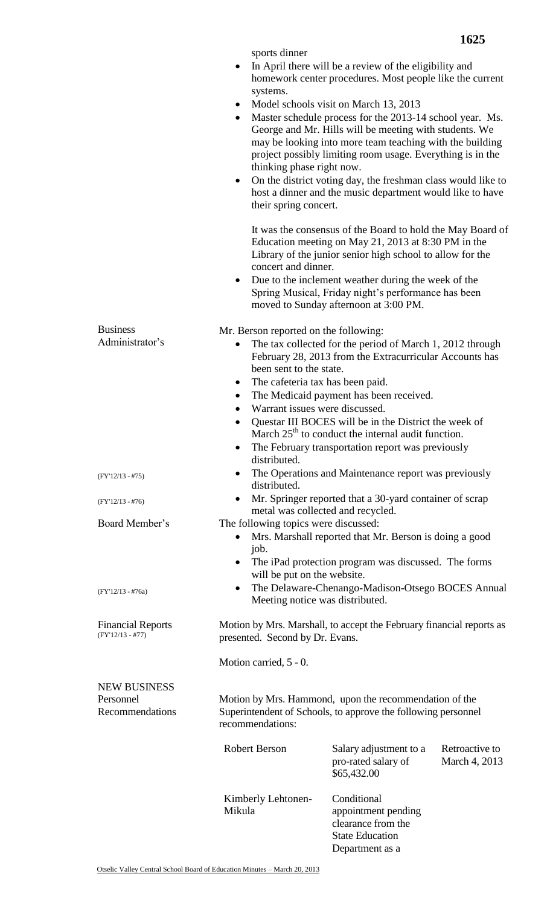sports dinner

- In April there will be a review of the eligibility and homework center procedures. Most people like the current systems.
- Model schools visit on March 13, 2013
- Master schedule process for the 2013-14 school year. Ms. George and Mr. Hills will be meeting with students. We may be looking into more team teaching with the building project possibly limiting room usage. Everything is in the thinking phase right now.
- On the district voting day, the freshman class would like to host a dinner and the music department would like to have their spring concert.

  It was the consensus of the Board to hold the May Board of Education meeting on May 21, 2013 at 8:30 PM in the Library of the junior senior high school to allow for the concert and dinner.

- Due to the inclement weather during the week of the Spring Musical, Friday night's performance has been moved to Sunday afternoon at 3:00 PM.

**Business Administrator's**

Mr. Berson reported on the following:

- The tax collected for the period of March 1, 2012 through February 28, 2013 from the Extracurricular Accounts has been sent to the state.
- The cafeteria tax has been paid.
- The Medicaid payment has been received.
- Warrant issues were discussed.
- Questar III BOCES will be in the District the week of March 25th to conduct the internal audit function.
- The February transportation report was previously distributed.
- (FY'12/13 - #75) The Operations and Maintenance report was previously distributed.
- (FY'12/13 - #76) Mr. Springer reported that a 30-yard container of scrap metal was collected and recycled.

**Board Member's**

The following topics were discussed:

- Mrs. Marshall reported that Mr. Berson is doing a good job.
- The iPad protection program was discussed. The forms will be put on the website.
- (FY'12/13 - #76a) The Delaware-Chenango-Madison-Otsego BOCES Annual Meeting notice was distributed.

**Financial Reports** (FY'12/13 - #77)

Motion by Mrs. Marshall, to accept the February financial reports as presented. Second by Dr. Evans.

Motion carried, 5 - 0.

**NEW BUSINESS**

**Personnel Recommendations**

Motion by Mrs. Hammond, upon the recommendation of the Superintendent of Schools, to approve the following personnel recommendations:

| | | |
|---|---|---|
| Robert Berson | Salary adjustment to a pro-rated salary of $65,432.00 | Retroactive to March 4, 2013 |
| Kimberly Lehtonen-Mikula | Conditional appointment pending clearance from the State Education Department as a | |

Otselic Valley Central School Board of Education Minutes – March 20, 2013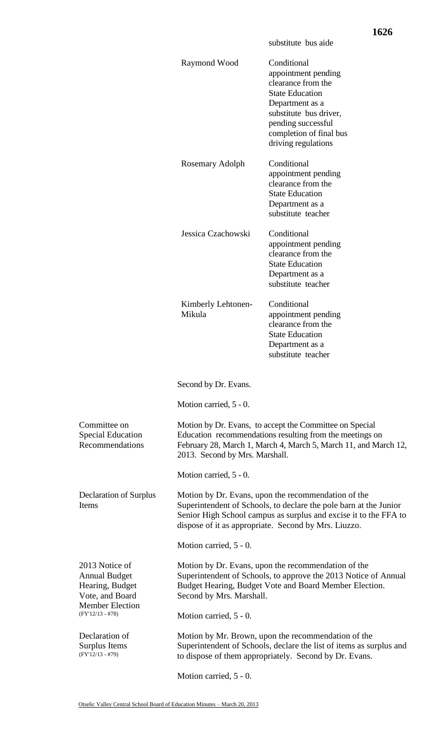substitute bus aide

| | |
|---|---|
| Raymond Wood | Conditional appointment pending clearance from the State Education Department as a substitute bus driver, pending successful completion of final bus driving regulations |
| Rosemary Adolph | Conditional appointment pending clearance from the State Education Department as a substitute teacher |
| Jessica Czachowski | Conditional appointment pending clearance from the State Education Department as a substitute teacher |
| Kimberly Lehtonen-Mikula | Conditional appointment pending clearance from the State Education Department as a substitute teacher |

Second by Dr. Evans.

Motion carried, 5 - 0.

**Committee on Special Education Recommendations**

Motion by Dr. Evans, to accept the Committee on Special Education recommendations resulting from the meetings on February 28, March 1, March 4, March 5, March 11, and March 12, 2013. Second by Mrs. Marshall.

Motion carried, 5 - 0.

**Declaration of Surplus Items**

Motion by Dr. Evans, upon the recommendation of the Superintendent of Schools, to declare the pole barn at the Junior Senior High School campus as surplus and excise it to the FFA to dispose of it as appropriate. Second by Mrs. Liuzzo.

Motion carried, 5 - 0.

**2013 Notice of Annual Budget Hearing, Budget Vote, and Board Member Election** (FY'12/13 - #78)

Motion by Dr. Evans, upon the recommendation of the Superintendent of Schools, to approve the 2013 Notice of Annual Budget Hearing, Budget Vote and Board Member Election. Second by Mrs. Marshall.

Motion carried, 5 - 0.

**Declaration of Surplus Items** (FY'12/13 - #79)

Motion by Mr. Brown, upon the recommendation of the Superintendent of Schools, declare the list of items as surplus and to dispose of them appropriately. Second by Dr. Evans.

Motion carried, 5 - 0.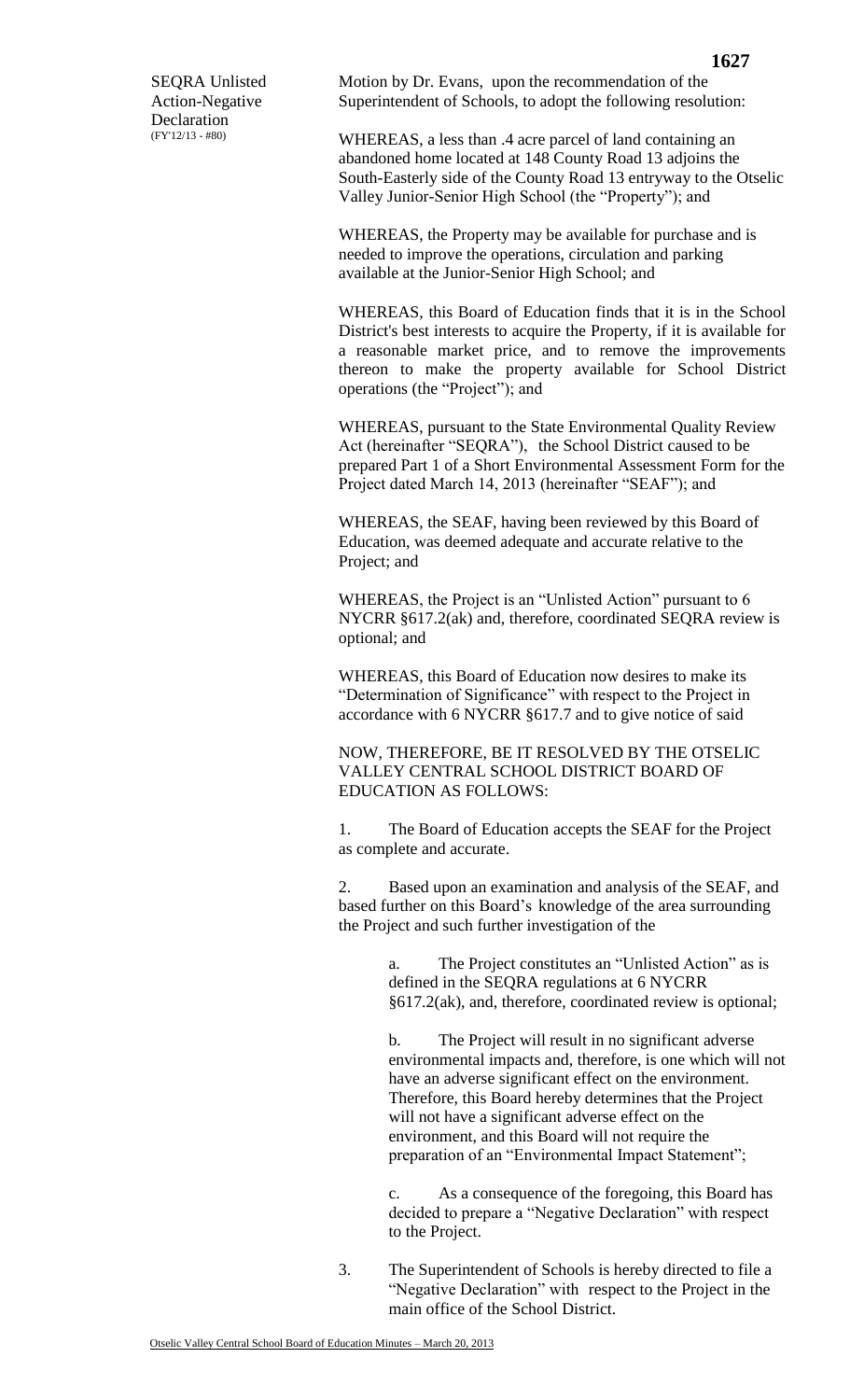SEQRA Unlisted Action-Negative Declaration (FY'12/13 - #80)

Motion by Dr. Evans, upon the recommendation of the Superintendent of Schools, to adopt the following resolution:

WHEREAS, a less than .4 acre parcel of land containing an abandoned home located at 148 County Road 13 adjoins the South-Easterly side of the County Road 13 entryway to the Otselic Valley Junior-Senior High School (the "Property"); and

WHEREAS, the Property may be available for purchase and is needed to improve the operations, circulation and parking available at the Junior-Senior High School; and

WHEREAS, this Board of Education finds that it is in the School District's best interests to acquire the Property, if it is available for a reasonable market price, and to remove the improvements thereon to make the property available for School District operations (the "Project"); and

WHEREAS, pursuant to the State Environmental Quality Review Act (hereinafter "SEQRA"), the School District caused to be prepared Part 1 of a Short Environmental Assessment Form for the Project dated March 14, 2013 (hereinafter "SEAF"); and

WHEREAS, the SEAF, having been reviewed by this Board of Education, was deemed adequate and accurate relative to the Project; and

WHEREAS, the Project is an "Unlisted Action" pursuant to 6 NYCRR §617.2(ak) and, therefore, coordinated SEQRA review is optional; and

WHEREAS, this Board of Education now desires to make its "Determination of Significance" with respect to the Project in accordance with 6 NYCRR §617.7 and to give notice of said

NOW, THEREFORE, BE IT RESOLVED BY THE OTSELIC VALLEY CENTRAL SCHOOL DISTRICT BOARD OF EDUCATION AS FOLLOWS:

1. The Board of Education accepts the SEAF for the Project as complete and accurate.

2. Based upon an examination and analysis of the SEAF, and based further on this Board's knowledge of the area surrounding the Project and such further investigation of the

   a. The Project constitutes an "Unlisted Action" as is defined in the SEQRA regulations at 6 NYCRR §617.2(ak), and, therefore, coordinated review is optional;

   b. The Project will result in no significant adverse environmental impacts and, therefore, is one which will not have an adverse significant effect on the environment. Therefore, this Board hereby determines that the Project will not have a significant adverse effect on the environment, and this Board will not require the preparation of an "Environmental Impact Statement";

   c. As a consequence of the foregoing, this Board has decided to prepare a "Negative Declaration" with respect to the Project.

3. The Superintendent of Schools is hereby directed to file a "Negative Declaration" with respect to the Project in the main office of the School District.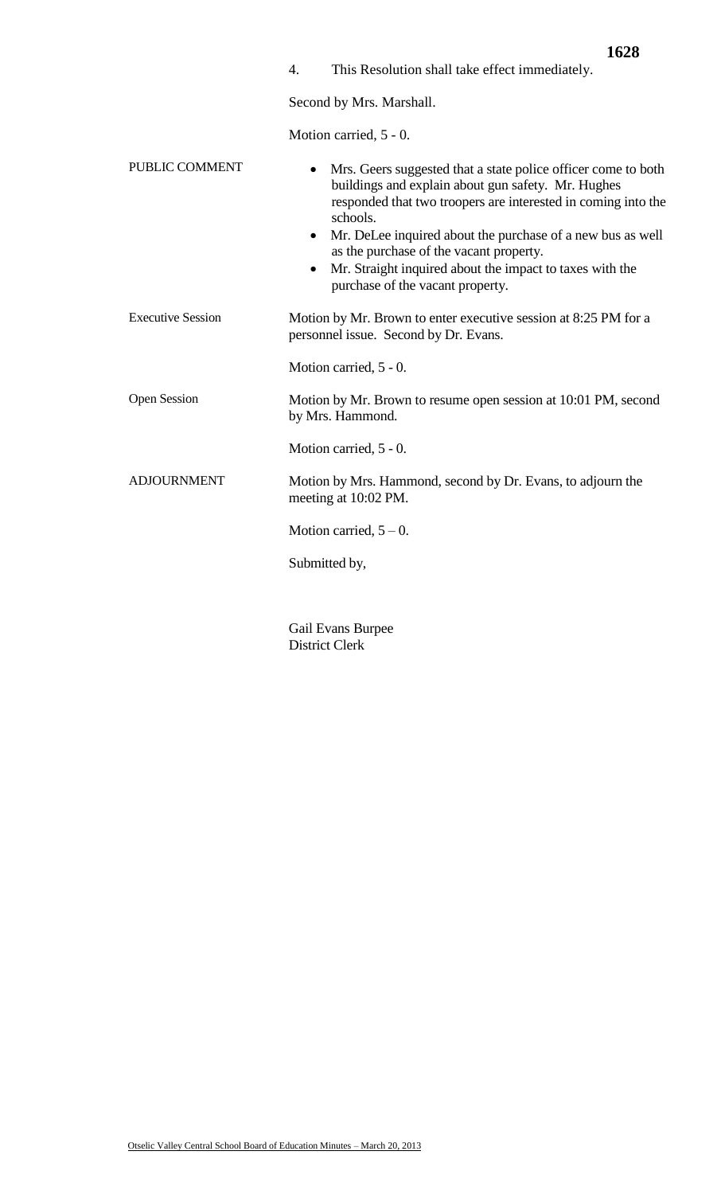4. This Resolution shall take effect immediately.

Second by Mrs. Marshall.

Motion carried, 5 - 0.

PUBLIC COMMENT

- Mrs. Geers suggested that a state police officer come to both buildings and explain about gun safety. Mr. Hughes responded that two troopers are interested in coming into the schools.
- Mr. DeLee inquired about the purchase of a new bus as well as the purchase of the vacant property.
- Mr. Straight inquired about the impact to taxes with the purchase of the vacant property.

Executive Session

Motion by Mr. Brown to enter executive session at 8:25 PM for a personnel issue. Second by Dr. Evans.

Motion carried, 5 - 0.

Open Session

Motion by Mr. Brown to resume open session at 10:01 PM, second by Mrs. Hammond.

Motion carried, 5 - 0.

ADJOURNMENT

Motion by Mrs. Hammond, second by Dr. Evans, to adjourn the meeting at 10:02 PM.

Motion carried, 5 – 0.

Submitted by,

Gail Evans Burpee
District Clerk